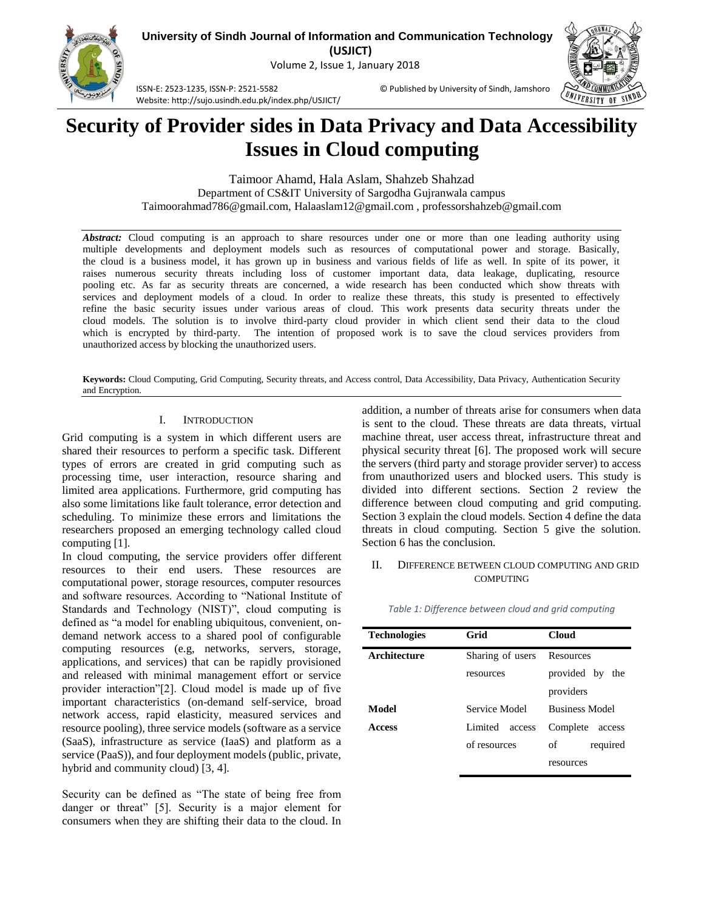# Security of Provider sides in Data Privacy and Data Accessibility Issues in Cloud computing

Taimoor Ahamd, Hala Aslam, Shahzeb Shahzad

Department of CS&IT University of Sargodha Gujranwala campus

Taimoorahmad786@gmail.com, Halaaslam12@gmail.com , professorshahzeb@gmail.com

***Abstract:*** Cloud computing is an approach to share resources under one or more than one leading authority using multiple developments and deployment models such as resources of computational power and storage. Basically, the cloud is a business model, it has grown up in business and various fields of life as well. In spite of its power, it raises numerous security threats including loss of customer important data, data leakage, duplicating, resource pooling etc. As far as security threats are concerned, a wide research has been conducted which show threats with services and deployment models of a cloud. In order to realize these threats, this study is presented to effectively refine the basic security issues under various areas of cloud. This work presents data security threats under the cloud models. The solution is to involve third-party cloud provider in which client send their data to the cloud which is encrypted by third-party. The intention of proposed work is to save the cloud services providers from unauthorized access by blocking the unauthorized users.

**Keywords:** Cloud Computing, Grid Computing, Security threats, and Access control, Data Accessibility, Data Privacy, Authentication Security and Encryption.

## I. Introduction

Grid computing is a system in which different users are shared their resources to perform a specific task. Different types of errors are created in grid computing such as processing time, user interaction, resource sharing and limited area applications. Furthermore, grid computing has also some limitations like fault tolerance, error detection and scheduling. To minimize these errors and limitations the researchers proposed an emerging technology called cloud computing [1].

In cloud computing, the service providers offer different resources to their end users. These resources are computational power, storage resources, computer resources and software resources. According to "National Institute of Standards and Technology (NIST)", cloud computing is defined as "a model for enabling ubiquitous, convenient, on-demand network access to a shared pool of configurable computing resources (e.g, networks, servers, storage, applications, and services) that can be rapidly provisioned and released with minimal management effort or service provider interaction"[2]. Cloud model is made up of five important characteristics (on-demand self-service, broad network access, rapid elasticity, measured services and resource pooling), three service models (software as a service (SaaS), infrastructure as service (IaaS) and platform as a service (PaaS)), and four deployment models (public, private, hybrid and community cloud) [3, 4].

Security can be defined as "The state of being free from danger or threat" [5]. Security is a major element for consumers when they are shifting their data to the cloud. In addition, a number of threats arise for consumers when data is sent to the cloud. These threats are data threats, virtual machine threat, user access threat, infrastructure threat and physical security threat [6]. The proposed work will secure the servers (third party and storage provider server) to access from unauthorized users and blocked users. This study is divided into different sections. Section 2 review the difference between cloud computing and grid computing. Section 3 explain the cloud models. Section 4 define the data threats in cloud computing. Section 5 give the solution. Section 6 has the conclusion.

## II. Difference between Cloud Computing and Grid Computing

*Table 1: Difference between cloud and grid computing*

| Technologies | Grid | Cloud |
|---|---|---|
| **Architecture** | Sharing of users resources | Resources provided by the providers |
| **Model** | Service Model | Business Model |
| **Access** | Limited access of resources | Complete access of required resources |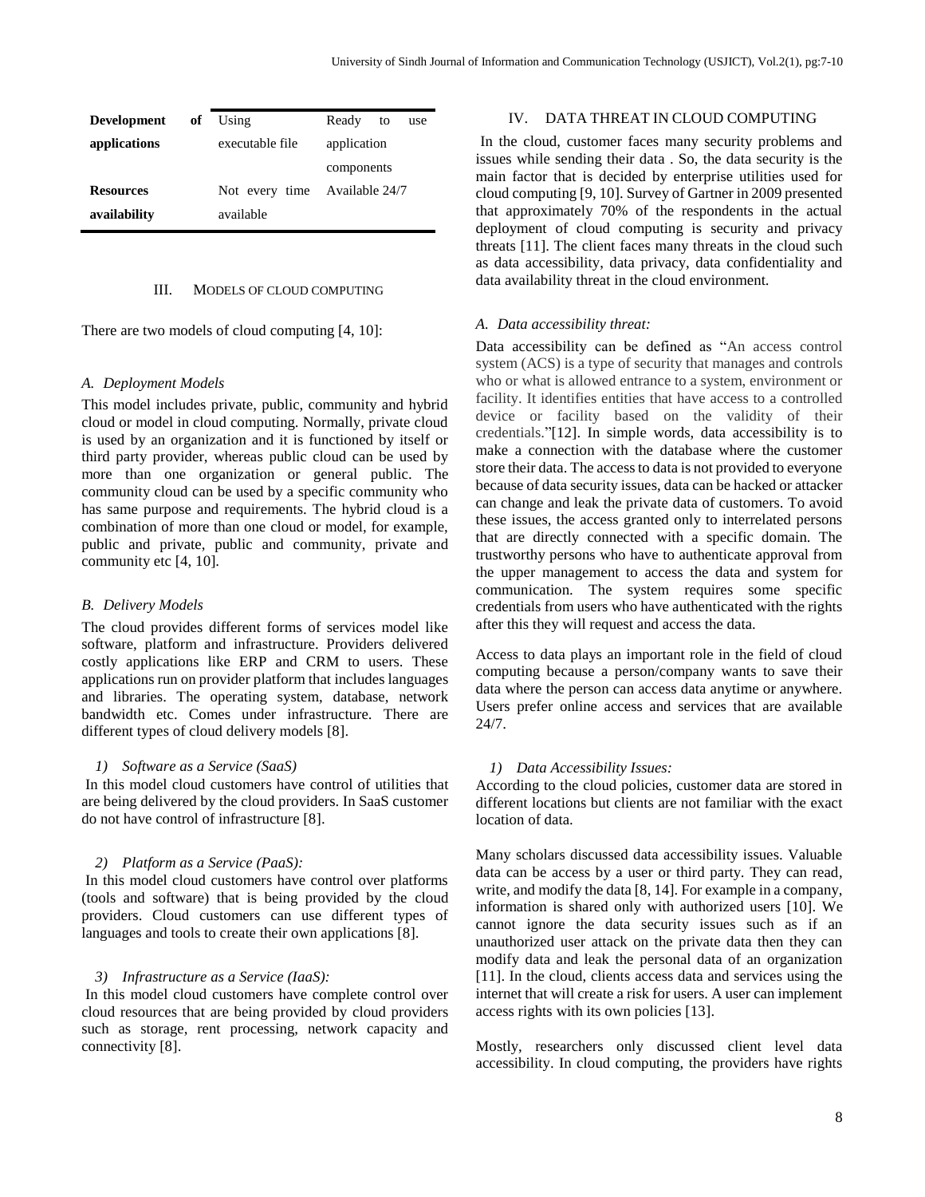| | | |
|---|---|---|
| **Development of applications** | Using executable file | Ready to use application components |
| **Resources availability** | Not every time available | Available 24/7 |

## III. Models of Cloud Computing

There are two models of cloud computing [4, 10]:

### A. Deployment Models

This model includes private, public, community and hybrid cloud or model in cloud computing. Normally, private cloud is used by an organization and it is functioned by itself or third party provider, whereas public cloud can be used by more than one organization or general public. The community cloud can be used by a specific community who has same purpose and requirements. The hybrid cloud is a combination of more than one cloud or model, for example, public and private, public and community, private and community etc [4, 10].

### B. Delivery Models

The cloud provides different forms of services model like software, platform and infrastructure. Providers delivered costly applications like ERP and CRM to users. These applications run on provider platform that includes languages and libraries. The operating system, database, network bandwidth etc. Comes under infrastructure. There are different types of cloud delivery models [8].

#### 1) Software as a Service (SaaS)

In this model cloud customers have control of utilities that are being delivered by the cloud providers. In SaaS customer do not have control of infrastructure [8].

#### 2) Platform as a Service (PaaS):

In this model cloud customers have control over platforms (tools and software) that is being provided by the cloud providers. Cloud customers can use different types of languages and tools to create their own applications [8].

#### 3) Infrastructure as a Service (IaaS):

In this model cloud customers have complete control over cloud resources that are being provided by cloud providers such as storage, rent processing, network capacity and connectivity [8].

## IV. Data Threat in Cloud Computing

In the cloud, customer faces many security problems and issues while sending their data . So, the data security is the main factor that is decided by enterprise utilities used for cloud computing [9, 10]. Survey of Gartner in 2009 presented that approximately 70% of the respondents in the actual deployment of cloud computing is security and privacy threats [11]. The client faces many threats in the cloud such as data accessibility, data privacy, data confidentiality and data availability threat in the cloud environment.

### A. Data accessibility threat:

Data accessibility can be defined as "An access control system (ACS) is a type of security that manages and controls who or what is allowed entrance to a system, environment or facility. It identifies entities that have access to a controlled device or facility based on the validity of their credentials."[12]. In simple words, data accessibility is to make a connection with the database where the customer store their data. The access to data is not provided to everyone because of data security issues, data can be hacked or attacker can change and leak the private data of customers. To avoid these issues, the access granted only to interrelated persons that are directly connected with a specific domain. The trustworthy persons who have to authenticate approval from the upper management to access the data and system for communication. The system requires some specific credentials from users who have authenticated with the rights after this they will request and access the data.

Access to data plays an important role in the field of cloud computing because a person/company wants to save their data where the person can access data anytime or anywhere. Users prefer online access and services that are available 24/7.

#### 1) Data Accessibility Issues:

According to the cloud policies, customer data are stored in different locations but clients are not familiar with the exact location of data.

Many scholars discussed data accessibility issues. Valuable data can be access by a user or third party. They can read, write, and modify the data [8, 14]. For example in a company, information is shared only with authorized users [10]. We cannot ignore the data security issues such as if an unauthorized user attack on the private data then they can modify data and leak the personal data of an organization [11]. In the cloud, clients access data and services using the internet that will create a risk for users. A user can implement access rights with its own policies [13].

Mostly, researchers only discussed client level data accessibility. In cloud computing, the providers have rights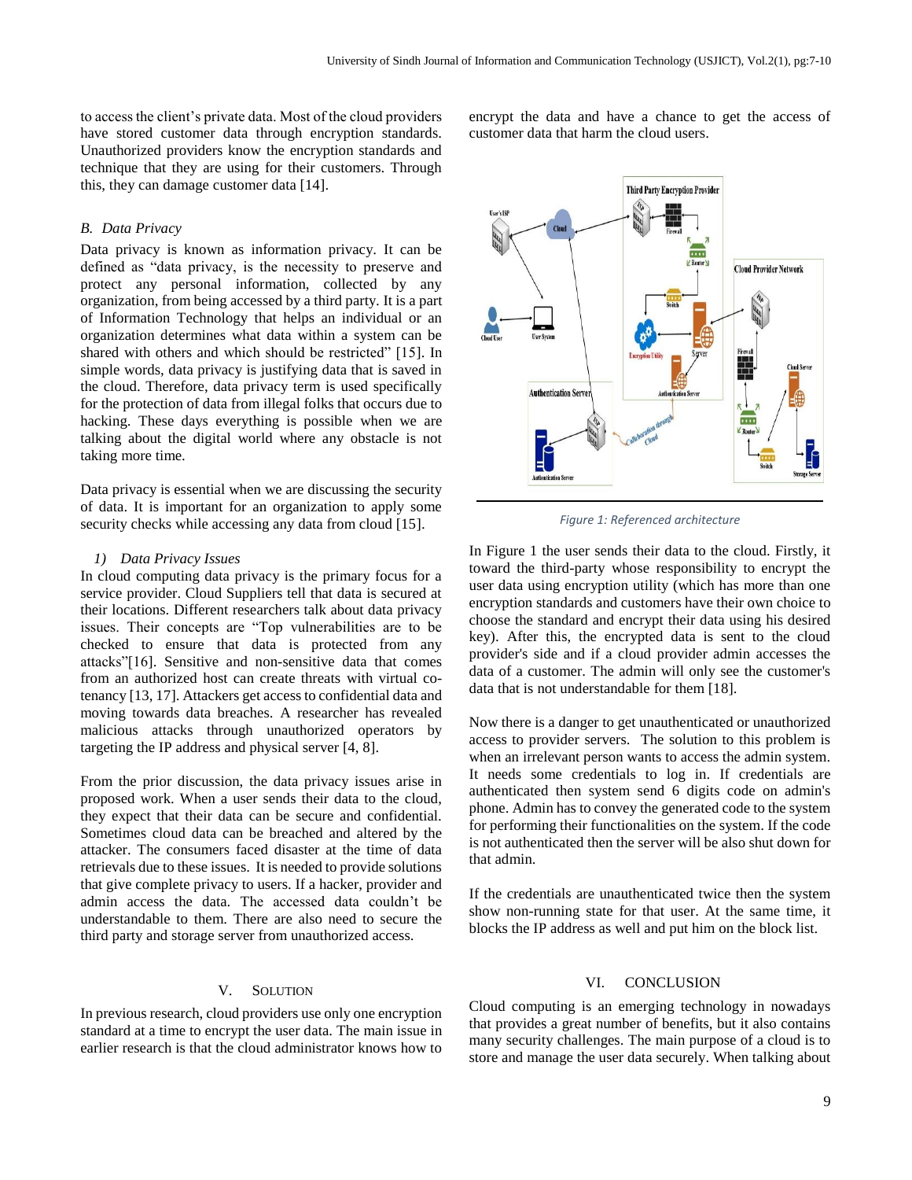to access the client's private data. Most of the cloud providers have stored customer data through encryption standards. Unauthorized providers know the encryption standards and technique that they are using for their customers. Through this, they can damage customer data [14].

### *B. Data Privacy*

Data privacy is known as information privacy. It can be defined as "data privacy, is the necessity to preserve and protect any personal information, collected by any organization, from being accessed by a third party. It is a part of Information Technology that helps an individual or an organization determines what data within a system can be shared with others and which should be restricted" [15]. In simple words, data privacy is justifying data that is saved in the cloud. Therefore, data privacy term is used specifically for the protection of data from illegal folks that occurs due to hacking. These days everything is possible when we are talking about the digital world where any obstacle is not taking more time.

Data privacy is essential when we are discussing the security of data. It is important for an organization to apply some security checks while accessing any data from cloud [15].

#### *1) Data Privacy Issues*

In cloud computing data privacy is the primary focus for a service provider. Cloud Suppliers tell that data is secured at their locations. Different researchers talk about data privacy issues. Their concepts are "Top vulnerabilities are to be checked to ensure that data is protected from any attacks"[16]. Sensitive and non-sensitive data that comes from an authorized host can create threats with virtual co-tenancy [13, 17]. Attackers get access to confidential data and moving towards data breaches. A researcher has revealed malicious attacks through unauthorized operators by targeting the IP address and physical server [4, 8].

From the prior discussion, the data privacy issues arise in proposed work. When a user sends their data to the cloud, they expect that their data can be secure and confidential. Sometimes cloud data can be breached and altered by the attacker. The consumers faced disaster at the time of data retrievals due to these issues. It is needed to provide solutions that give complete privacy to users. If a hacker, provider and admin access the data. The accessed data couldn't be understandable to them. There are also need to secure the third party and storage server from unauthorized access.

## V. SOLUTION

In previous research, cloud providers use only one encryption standard at a time to encrypt the user data. The main issue in earlier research is that the cloud administrator knows how to encrypt the data and have a chance to get the access of customer data that harm the cloud users.

*Figure 1: Referenced architecture*

In Figure 1 the user sends their data to the cloud. Firstly, it toward the third-party whose responsibility to encrypt the user data using encryption utility (which has more than one encryption standards and customers have their own choice to choose the standard and encrypt their data using his desired key). After this, the encrypted data is sent to the cloud provider's side and if a cloud provider admin accesses the data of a customer. The admin will only see the customer's data that is not understandable for them [18].

Now there is a danger to get unauthenticated or unauthorized access to provider servers. The solution to this problem is when an irrelevant person wants to access the admin system. It needs some credentials to log in. If credentials are authenticated then system send 6 digits code on admin's phone. Admin has to convey the generated code to the system for performing their functionalities on the system. If the code is not authenticated then the server will be also shut down for that admin.

If the credentials are unauthenticated twice then the system show non-running state for that user. At the same time, it blocks the IP address as well and put him on the block list.

## VI. CONCLUSION

Cloud computing is an emerging technology in nowadays that provides a great number of benefits, but it also contains many security challenges. The main purpose of a cloud is to store and manage the user data securely. When talking about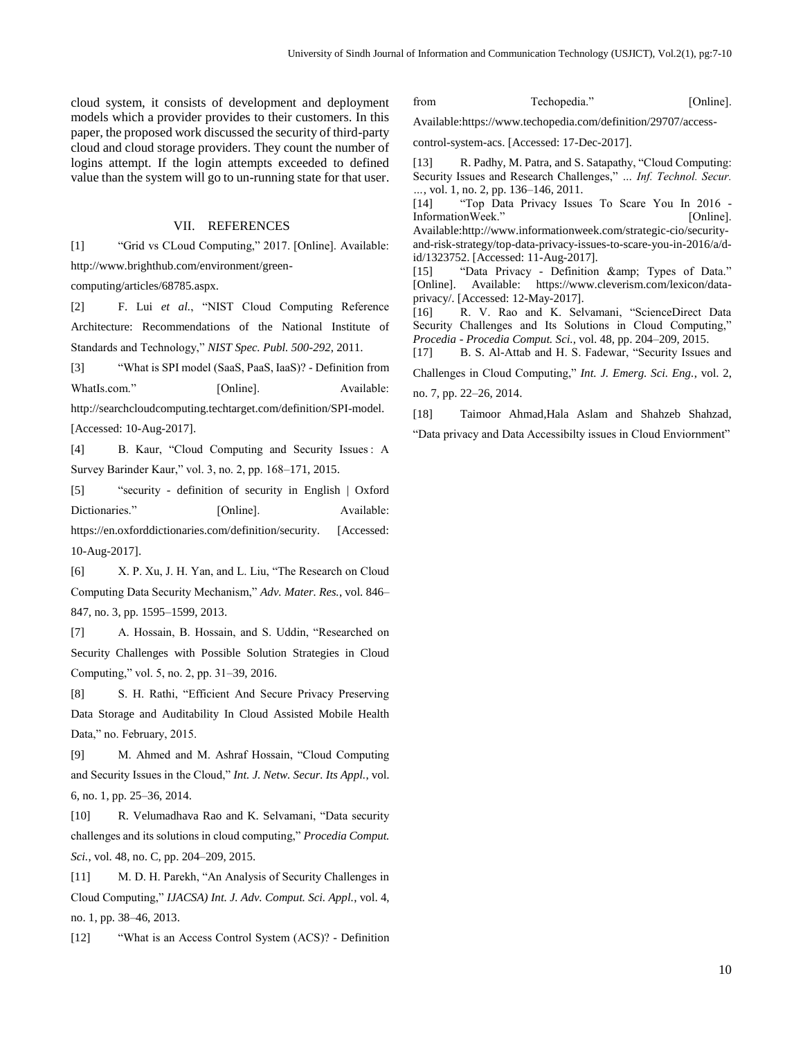cloud system, it consists of development and deployment models which a provider provides to their customers. In this paper, the proposed work discussed the security of third-party cloud and cloud storage providers. They count the number of logins attempt. If the login attempts exceeded to defined value than the system will go to un-running state for that user.

## VII. REFERENCES

[1] "Grid vs CLoud Computing," 2017. [Online]. Available: http://www.brighthub.com/environment/green-computing/articles/68785.aspx.

[2] F. Lui *et al.*, "NIST Cloud Computing Reference Architecture: Recommendations of the National Institute of Standards and Technology," *NIST Spec. Publ. 500-292*, 2011.

[3] "What is SPI model (SaaS, PaaS, IaaS)? - Definition from WhatIs.com." [Online]. Available: http://searchcloudcomputing.techtarget.com/definition/SPI-model. [Accessed: 10-Aug-2017].

[4] B. Kaur, "Cloud Computing and Security Issues : A Survey Barinder Kaur," vol. 3, no. 2, pp. 168–171, 2015.

[5] "security - definition of security in English | Oxford Dictionaries." [Online]. Available: https://en.oxforddictionaries.com/definition/security. [Accessed: 10-Aug-2017].

[6] X. P. Xu, J. H. Yan, and L. Liu, "The Research on Cloud Computing Data Security Mechanism," *Adv. Mater. Res.*, vol. 846–847, no. 3, pp. 1595–1599, 2013.

[7] A. Hossain, B. Hossain, and S. Uddin, "Researched on Security Challenges with Possible Solution Strategies in Cloud Computing," vol. 5, no. 2, pp. 31–39, 2016.

[8] S. H. Rathi, "Efficient And Secure Privacy Preserving Data Storage and Auditability In Cloud Assisted Mobile Health Data," no. February, 2015.

[9] M. Ahmed and M. Ashraf Hossain, "Cloud Computing and Security Issues in the Cloud," *Int. J. Netw. Secur. Its Appl.*, vol. 6, no. 1, pp. 25–36, 2014.

[10] R. Velumadhava Rao and K. Selvamani, "Data security challenges and its solutions in cloud computing," *Procedia Comput. Sci.*, vol. 48, no. C, pp. 204–209, 2015.

[11] M. D. H. Parekh, "An Analysis of Security Challenges in Cloud Computing," *IJACSA) Int. J. Adv. Comput. Sci. Appl.*, vol. 4, no. 1, pp. 38–46, 2013.

[12] "What is an Access Control System (ACS)? - Definition from Techopedia." [Online]. Available:https://www.techopedia.com/definition/29707/access-control-system-acs. [Accessed: 17-Dec-2017].

[13] R. Padhy, M. Patra, and S. Satapathy, "Cloud Computing: Security Issues and Research Challenges," *... Inf. Technol. Secur. ...*, vol. 1, no. 2, pp. 136–146, 2011.

[14] "Top Data Privacy Issues To Scare You In 2016 - InformationWeek." [Online]. Available:http://www.informationweek.com/strategic-cio/security-and-risk-strategy/top-data-privacy-issues-to-scare-you-in-2016/a/d-id/1323752. [Accessed: 11-Aug-2017].

[15] "Data Privacy - Definition &amp; Types of Data." [Online]. Available: https://www.cleverism.com/lexicon/data-privacy/. [Accessed: 12-May-2017].

[16] R. V. Rao and K. Selvamani, "ScienceDirect Data Security Challenges and Its Solutions in Cloud Computing," *Procedia - Procedia Comput. Sci.*, vol. 48, pp. 204–209, 2015.

[17] B. S. Al-Attab and H. S. Fadewar, "Security Issues and Challenges in Cloud Computing," *Int. J. Emerg. Sci. Eng.*, vol. 2, no. 7, pp. 22–26, 2014.

[18] Taimoor Ahmad,Hala Aslam and Shahzeb Shahzad, "Data privacy and Data Accessibilty issues in Cloud Enviornment"